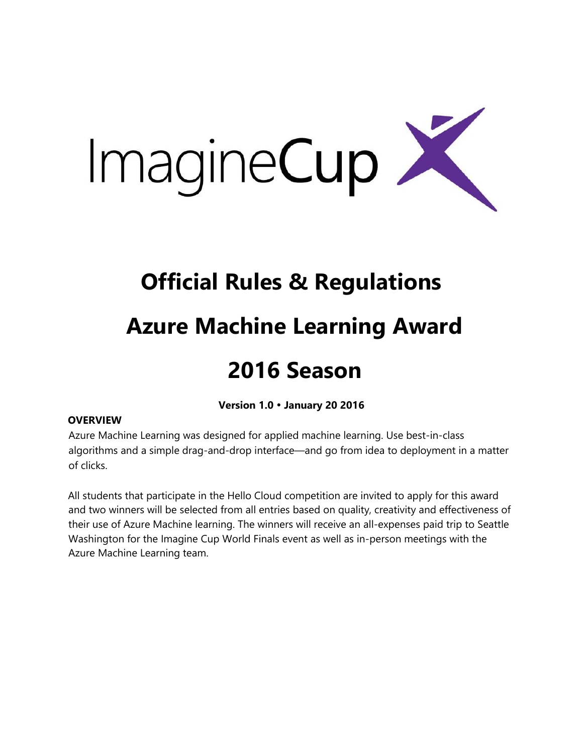ImagineCup

# Official Rules & Regulations

# Azure Machine Learning Award

# 2016 Season

**Version 1.0 • January 20 2016**

**OVERVIEW**

Azure Machine Learning was designed for applied machine learning. Use best-in-class algorithms and a simple drag-and-drop interface—and go from idea to deployment in a matter of clicks.

All students that participate in the Hello Cloud competition are invited to apply for this award and two winners will be selected from all entries based on quality, creativity and effectiveness of their use of Azure Machine learning. The winners will receive an all-expenses paid trip to Seattle Washington for the Imagine Cup World Finals event as well as in-person meetings with the Azure Machine Learning team.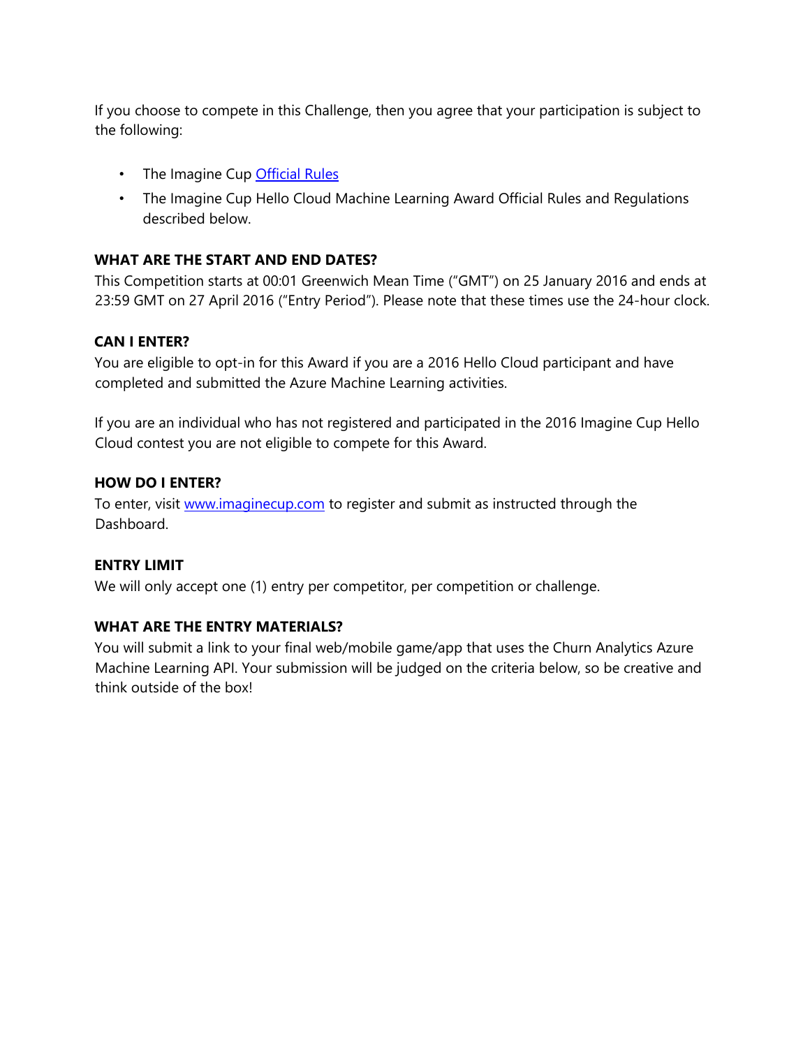If you choose to compete in this Challenge, then you agree that your participation is subject to the following:

- The Imagine Cup [Official Rules](Official Rules)
- The Imagine Cup Hello Cloud Machine Learning Award Official Rules and Regulations described below.

**WHAT ARE THE START AND END DATES?**

This Competition starts at 00:01 Greenwich Mean Time ("GMT") on 25 January 2016 and ends at 23:59 GMT on 27 April 2016 ("Entry Period"). Please note that these times use the 24-hour clock.

**CAN I ENTER?**

You are eligible to opt-in for this Award if you are a 2016 Hello Cloud participant and have completed and submitted the Azure Machine Learning activities.

If you are an individual who has not registered and participated in the 2016 Imagine Cup Hello Cloud contest you are not eligible to compete for this Award.

**HOW DO I ENTER?**

To enter, visit [www.imaginecup.com](www.imaginecup.com) to register and submit as instructed through the Dashboard.

**ENTRY LIMIT**

We will only accept one (1) entry per competitor, per competition or challenge.

**WHAT ARE THE ENTRY MATERIALS?**

You will submit a link to your final web/mobile game/app that uses the Churn Analytics Azure Machine Learning API. Your submission will be judged on the criteria below, so be creative and think outside of the box!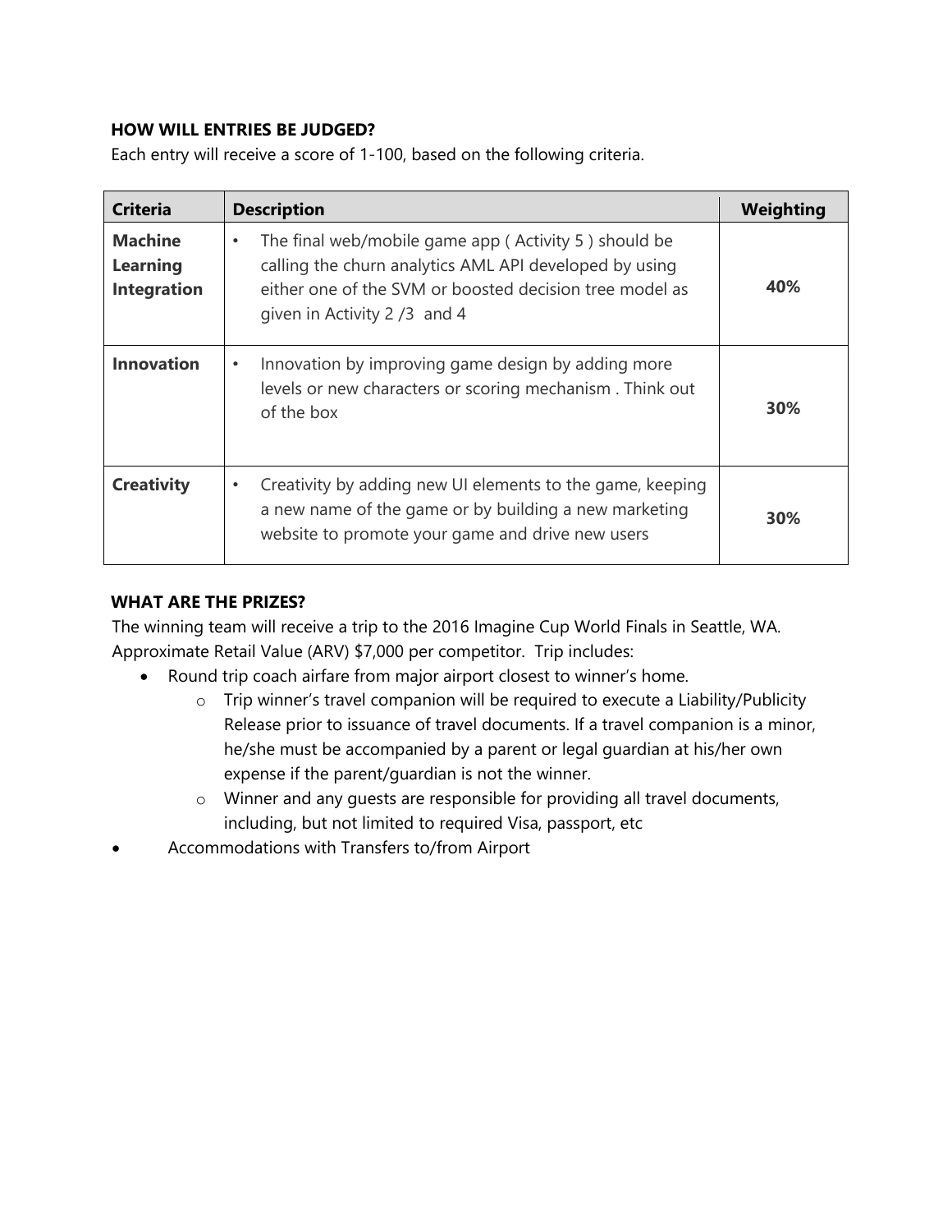**HOW WILL ENTRIES BE JUDGED?**

Each entry will receive a score of 1-100, based on the following criteria.

| Criteria | Description | Weighting |
|---|---|---|
| **Machine Learning Integration** | • The final web/mobile game app ( Activity 5 ) should be calling the churn analytics AML API developed by using either one of the SVM or boosted decision tree model as given in Activity 2 /3 and 4 | **40%** |
| **Innovation** | • Innovation by improving game design by adding more levels or new characters or scoring mechanism . Think out of the box | **30%** |
| **Creativity** | • Creativity by adding new UI elements to the game, keeping a new name of the game or by building a new marketing website to promote your game and drive new users | **30%** |

**WHAT ARE THE PRIZES?**

The winning team will receive a trip to the 2016 Imagine Cup World Finals in Seattle, WA. Approximate Retail Value (ARV) $7,000 per competitor. Trip includes:

- Round trip coach airfare from major airport closest to winner's home.
  - Trip winner's travel companion will be required to execute a Liability/Publicity Release prior to issuance of travel documents. If a travel companion is a minor, he/she must be accompanied by a parent or legal guardian at his/her own expense if the parent/guardian is not the winner.
  - Winner and any guests are responsible for providing all travel documents, including, but not limited to required Visa, passport, etc
- Accommodations with Transfers to/from Airport